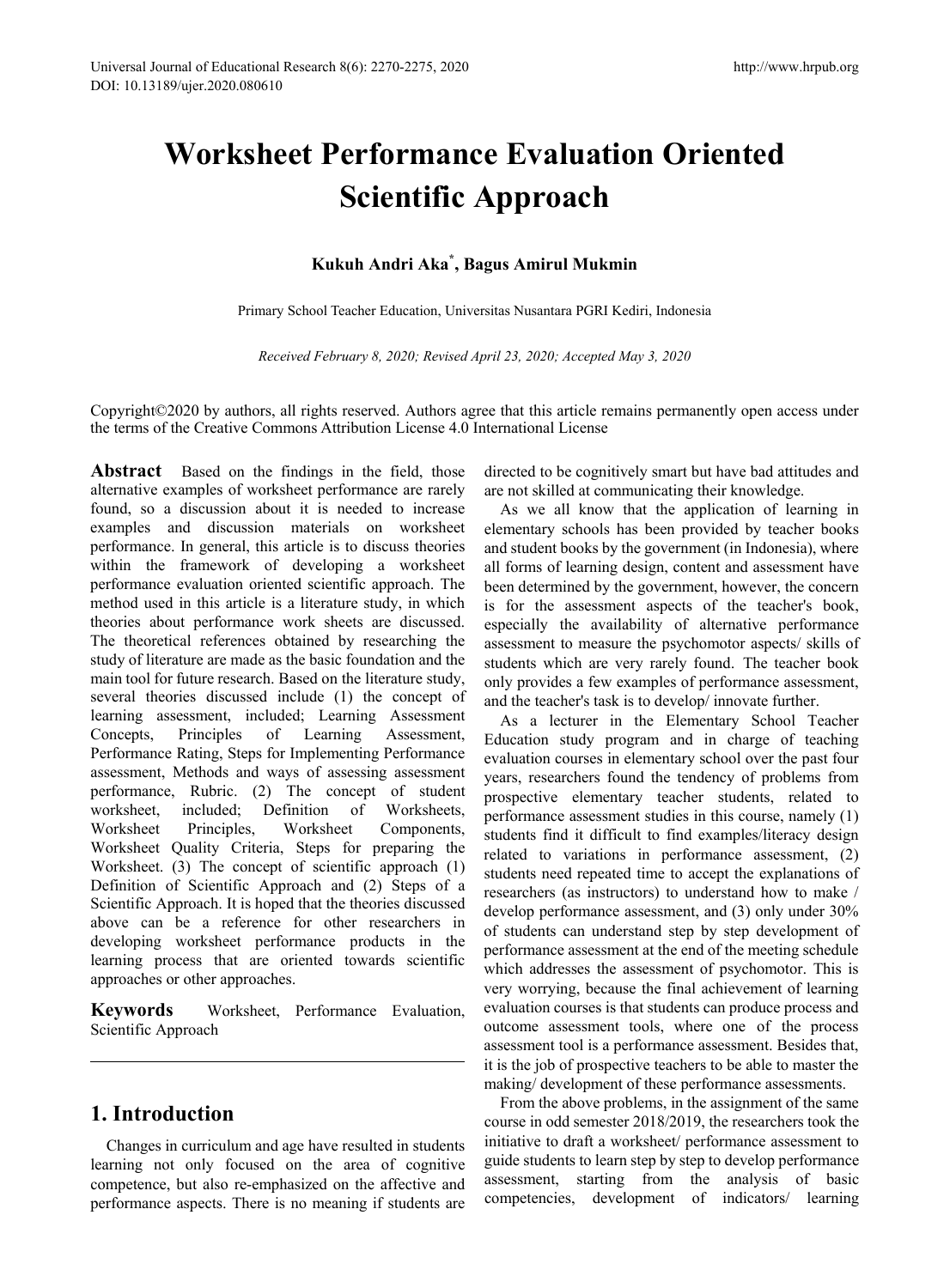# Worksheet Performance Evaluation Oriented Scientific Approach

**Kukuh Andri Aka[*], Bagus Amirul Mukmin**

Primary School Teacher Education, Universitas Nusantara PGRI Kediri, Indonesia

*Received February 8, 2020; Revised April 23, 2020; Accepted May 3, 2020*

Copyright©2020 by authors, all rights reserved. Authors agree that this article remains permanently open access under the terms of the Creative Commons Attribution License 4.0 International License

**Abstract** Based on the findings in the field, those alternative examples of worksheet performance are rarely found, so a discussion about it is needed to increase examples and discussion materials on worksheet performance. In general, this article is to discuss theories within the framework of developing a worksheet performance evaluation oriented scientific approach. The method used in this article is a literature study, in which theories about performance work sheets are discussed. The theoretical references obtained by researching the study of literature are made as the basic foundation and the main tool for future research. Based on the literature study, several theories discussed include (1) the concept of learning assessment, included; Learning Assessment Concepts, Principles of Learning Assessment, Performance Rating, Steps for Implementing Performance assessment, Methods and ways of assessing assessment performance, Rubric. (2) The concept of student worksheet, included; Definition of Worksheets, Worksheet Principles, Worksheet Components, Worksheet Quality Criteria, Steps for preparing the Worksheet. (3) The concept of scientific approach (1) Definition of Scientific Approach and (2) Steps of a Scientific Approach. It is hoped that the theories discussed above can be a reference for other researchers in developing worksheet performance products in the learning process that are oriented towards scientific approaches or other approaches.

**Keywords** Worksheet, Performance Evaluation, Scientific Approach

## 1. Introduction

Changes in curriculum and age have resulted in students learning not only focused on the area of cognitive competence, but also re-emphasized on the affective and performance aspects. There is no meaning if students are directed to be cognitively smart but have bad attitudes and are not skilled at communicating their knowledge.

As we all know that the application of learning in elementary schools has been provided by teacher books and student books by the government (in Indonesia), where all forms of learning design, content and assessment have been determined by the government, however, the concern is for the assessment aspects of the teacher's book, especially the availability of alternative performance assessment to measure the psychomotor aspects/ skills of students which are very rarely found. The teacher book only provides a few examples of performance assessment, and the teacher's task is to develop/ innovate further.

As a lecturer in the Elementary School Teacher Education study program and in charge of teaching evaluation courses in elementary school over the past four years, researchers found the tendency of problems from prospective elementary teacher students, related to performance assessment studies in this course, namely (1) students find it difficult to find examples/literacy design related to variations in performance assessment, (2) students need repeated time to accept the explanations of researchers (as instructors) to understand how to make / develop performance assessment, and (3) only under 30% of students can understand step by step development of performance assessment at the end of the meeting schedule which addresses the assessment of psychomotor. This is very worrying, because the final achievement of learning evaluation courses is that students can produce process and outcome assessment tools, where one of the process assessment tool is a performance assessment. Besides that, it is the job of prospective teachers to be able to master the making/ development of these performance assessments.

From the above problems, in the assignment of the same course in odd semester 2018/2019, the researchers took the initiative to draft a worksheet/ performance assessment to guide students to learn step by step to develop performance assessment, starting from the analysis of basic competencies, development of indicators/ learning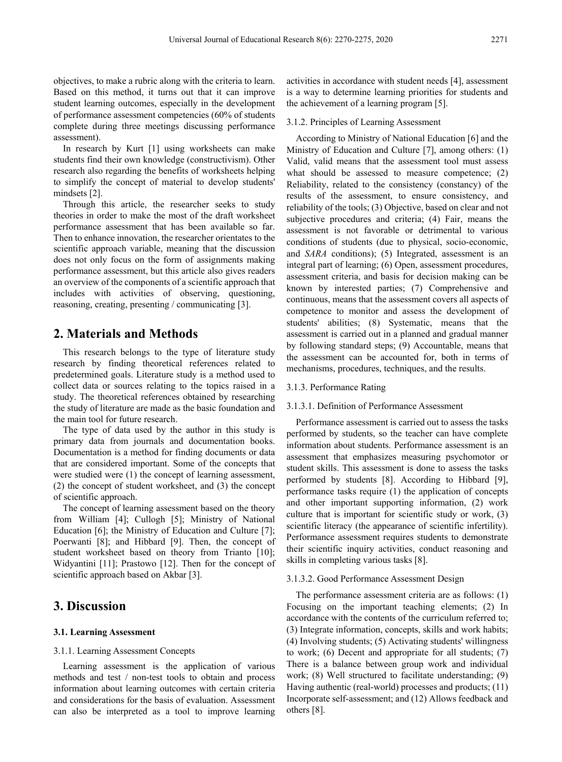objectives, to make a rubric along with the criteria to learn. Based on this method, it turns out that it can improve student learning outcomes, especially in the development of performance assessment competencies (60% of students complete during three meetings discussing performance assessment).

In research by Kurt [1] using worksheets can make students find their own knowledge (constructivism). Other research also regarding the benefits of worksheets helping to simplify the concept of material to develop students' mindsets [2].

Through this article, the researcher seeks to study theories in order to make the most of the draft worksheet performance assessment that has been available so far. Then to enhance innovation, the researcher orientates to the scientific approach variable, meaning that the discussion does not only focus on the form of assignments making performance assessment, but this article also gives readers an overview of the components of a scientific approach that includes with activities of observing, questioning, reasoning, creating, presenting / communicating [3].

## 2. Materials and Methods

This research belongs to the type of literature study research by finding theoretical references related to predetermined goals. Literature study is a method used to collect data or sources relating to the topics raised in a study. The theoretical references obtained by researching the study of literature are made as the basic foundation and the main tool for future research.

The type of data used by the author in this study is primary data from journals and documentation books. Documentation is a method for finding documents or data that are considered important. Some of the concepts that were studied were (1) the concept of learning assessment, (2) the concept of student worksheet, and (3) the concept of scientific approach.

The concept of learning assessment based on the theory from William [4]; Cullogh [5]; Ministry of National Education [6]; the Ministry of Education and Culture [7]; Poerwanti [8]; and Hibbard [9]. Then, the concept of student worksheet based on theory from Trianto [10]; Widyantini [11]; Prastowo [12]. Then for the concept of scientific approach based on Akbar [3].

## 3. Discussion

### 3.1. Learning Assessment

#### 3.1.1. Learning Assessment Concepts

Learning assessment is the application of various methods and test / non-test tools to obtain and process information about learning outcomes with certain criteria and considerations for the basis of evaluation. Assessment can also be interpreted as a tool to improve learning activities in accordance with student needs [4], assessment is a way to determine learning priorities for students and the achievement of a learning program [5].

#### 3.1.2. Principles of Learning Assessment

According to Ministry of National Education [6] and the Ministry of Education and Culture [7], among others: (1) Valid, valid means that the assessment tool must assess what should be assessed to measure competence; (2) Reliability, related to the consistency (constancy) of the results of the assessment, to ensure consistency, and reliability of the tools; (3) Objective, based on clear and not subjective procedures and criteria; (4) Fair, means the assessment is not favorable or detrimental to various conditions of students (due to physical, socio-economic, and *SARA* conditions); (5) Integrated, assessment is an integral part of learning; (6) Open, assessment procedures, assessment criteria, and basis for decision making can be known by interested parties; (7) Comprehensive and continuous, means that the assessment covers all aspects of competence to monitor and assess the development of students' abilities; (8) Systematic, means that the assessment is carried out in a planned and gradual manner by following standard steps; (9) Accountable, means that the assessment can be accounted for, both in terms of mechanisms, procedures, techniques, and the results.

#### 3.1.3. Performance Rating

##### 3.1.3.1. Definition of Performance Assessment

Performance assessment is carried out to assess the tasks performed by students, so the teacher can have complete information about students. Performance assessment is an assessment that emphasizes measuring psychomotor or student skills. This assessment is done to assess the tasks performed by students [8]. According to Hibbard [9], performance tasks require (1) the application of concepts and other important supporting information, (2) work culture that is important for scientific study or work, (3) scientific literacy (the appearance of scientific infertility). Performance assessment requires students to demonstrate their scientific inquiry activities, conduct reasoning and skills in completing various tasks [8].

##### 3.1.3.2. Good Performance Assessment Design

The performance assessment criteria are as follows: (1) Focusing on the important teaching elements; (2) In accordance with the contents of the curriculum referred to; (3) Integrate information, concepts, skills and work habits; (4) Involving students; (5) Activating students' willingness to work; (6) Decent and appropriate for all students; (7) There is a balance between group work and individual work; (8) Well structured to facilitate understanding; (9) Having authentic (real-world) processes and products; (11) Incorporate self-assessment; and (12) Allows feedback and others [8].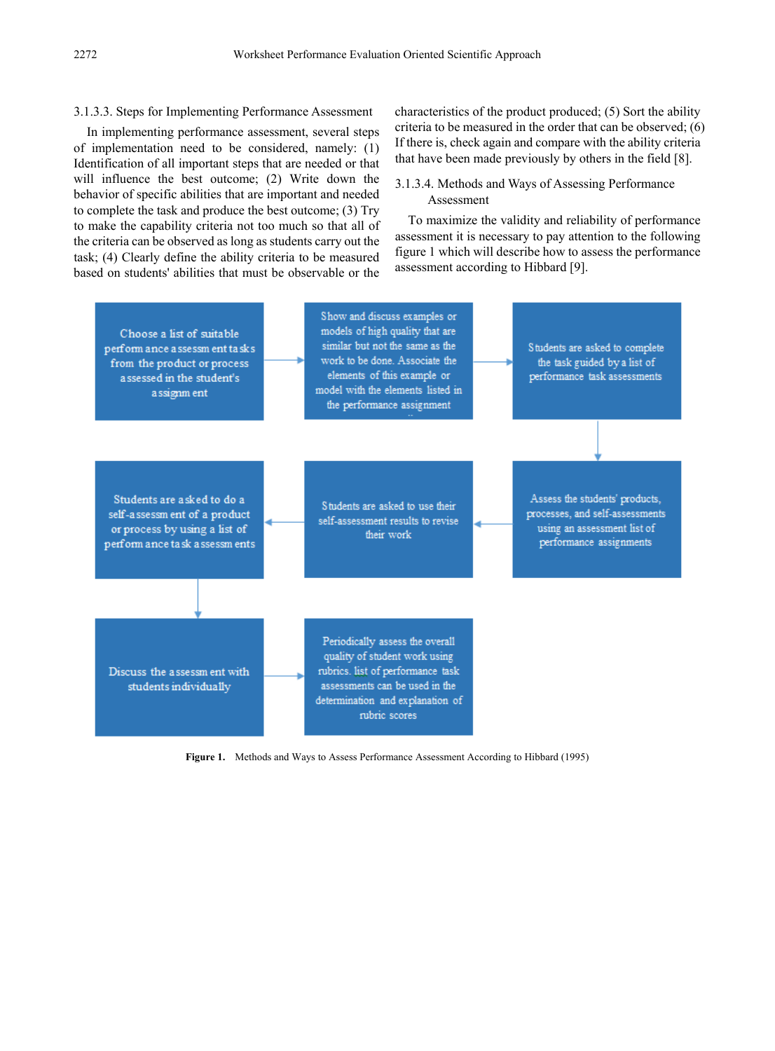#### 3.1.3.3. Steps for Implementing Performance Assessment

In implementing performance assessment, several steps of implementation need to be considered, namely: (1) Identification of all important steps that are needed or that will influence the best outcome; (2) Write down the behavior of specific abilities that are important and needed to complete the task and produce the best outcome; (3) Try to make the capability criteria not too much so that all of the criteria can be observed as long as students carry out the task; (4) Clearly define the ability criteria to be measured based on students' abilities that must be observable or the characteristics of the product produced; (5) Sort the ability criteria to be measured in the order that can be observed; (6) If there is, check again and compare with the ability criteria that have been made previously by others in the field [8].

#### 3.1.3.4. Methods and Ways of Assessing Performance Assessment

To maximize the validity and reliability of performance assessment it is necessary to pay attention to the following figure 1 which will describe how to assess the performance assessment according to Hibbard [9].

Choose a list of suitable performance assessment tasks from the product or process assessed in the student's assignment → Show and discuss examples or models of high quality that are similar but not the same as the work to be done. Associate the elements of this example or model with the elements listed in the performance assignment → Students are asked to complete the task guided by a list of performance task assessments → Assess the students' products, processes, and self-assessments using an assessment list of performance assignments → Students are asked to use their self-assessment results to revise their work → Students are asked to do a self-assessment of a product or process by using a list of performance task assessments → Discuss the assessment with students individually → Periodically assess the overall quality of student work using rubrics. list of performance task assessments can be used in the determination and explanation of rubric scores

**Figure 1.** Methods and Ways to Assess Performance Assessment According to Hibbard (1995)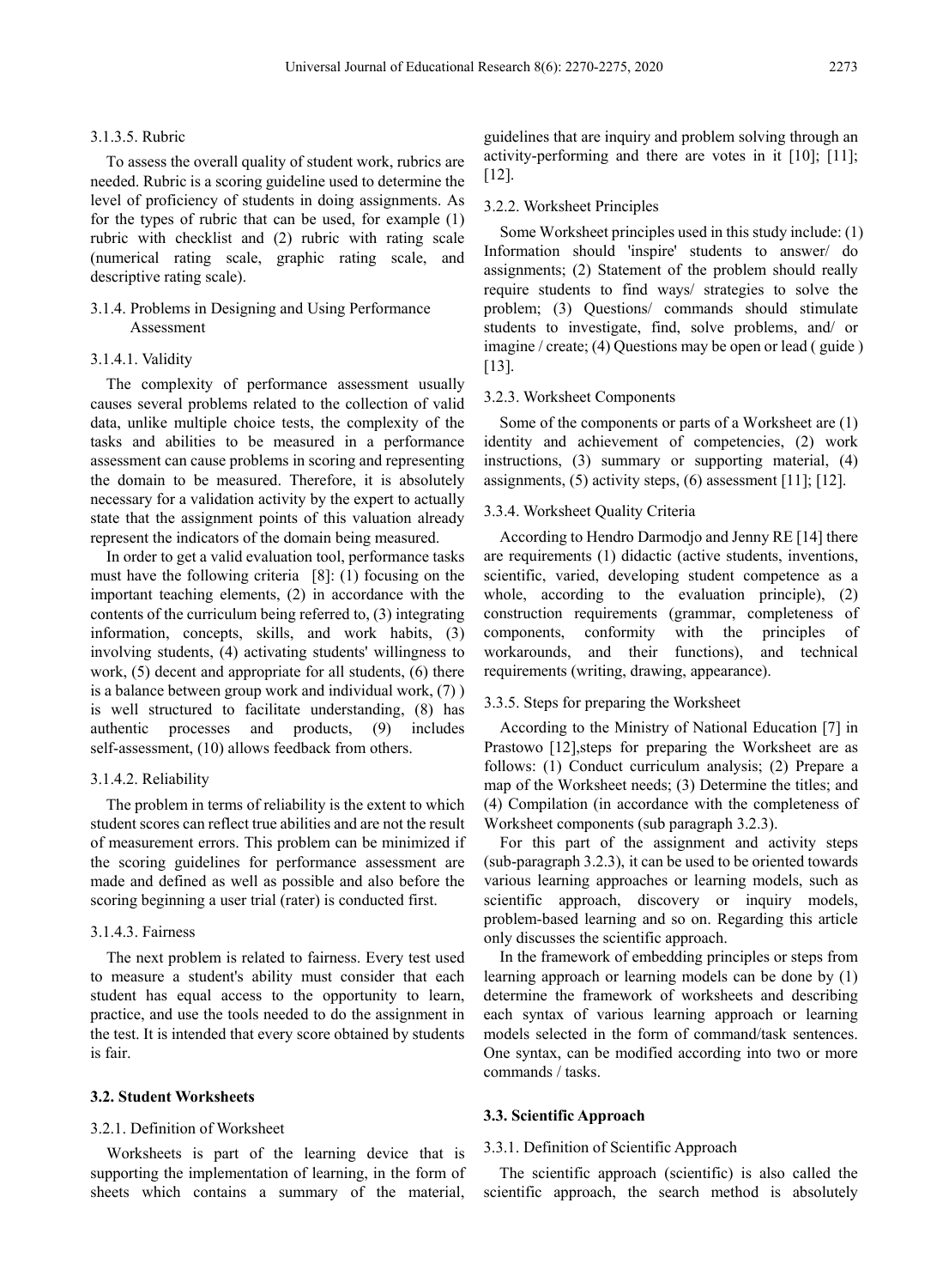#### 3.1.3.5. Rubric

To assess the overall quality of student work, rubrics are needed. Rubric is a scoring guideline used to determine the level of proficiency of students in doing assignments. As for the types of rubric that can be used, for example (1) rubric with checklist and (2) rubric with rating scale (numerical rating scale, graphic rating scale, and descriptive rating scale).

### 3.1.4. Problems in Designing and Using Performance Assessment

#### 3.1.4.1. Validity

The complexity of performance assessment usually causes several problems related to the collection of valid data, unlike multiple choice tests, the complexity of the tasks and abilities to be measured in a performance assessment can cause problems in scoring and representing the domain to be measured. Therefore, it is absolutely necessary for a validation activity by the expert to actually state that the assignment points of this valuation already represent the indicators of the domain being measured.

In order to get a valid evaluation tool, performance tasks must have the following criteria [8]: (1) focusing on the important teaching elements, (2) in accordance with the contents of the curriculum being referred to, (3) integrating information, concepts, skills, and work habits, (3) involving students, (4) activating students' willingness to work, (5) decent and appropriate for all students, (6) there is a balance between group work and individual work, (7) ) is well structured to facilitate understanding, (8) has authentic processes and products, (9) includes self-assessment, (10) allows feedback from others.

#### 3.1.4.2. Reliability

The problem in terms of reliability is the extent to which student scores can reflect true abilities and are not the result of measurement errors. This problem can be minimized if the scoring guidelines for performance assessment are made and defined as well as possible and also before the scoring beginning a user trial (rater) is conducted first.

#### 3.1.4.3. Fairness

The next problem is related to fairness. Every test used to measure a student's ability must consider that each student has equal access to the opportunity to learn, practice, and use the tools needed to do the assignment in the test. It is intended that every score obtained by students is fair.

## 3.2. Student Worksheets

### 3.2.1. Definition of Worksheet

Worksheets is part of the learning device that is supporting the implementation of learning, in the form of sheets which contains a summary of the material, guidelines that are inquiry and problem solving through an activity-performing and there are votes in it [10]; [11]; [12].

### 3.2.2. Worksheet Principles

Some Worksheet principles used in this study include: (1) Information should 'inspire' students to answer/ do assignments; (2) Statement of the problem should really require students to find ways/ strategies to solve the problem; (3) Questions/ commands should stimulate students to investigate, find, solve problems, and/ or imagine / create; (4) Questions may be open or lead ( guide ) [13].

### 3.2.3. Worksheet Components

Some of the components or parts of a Worksheet are (1) identity and achievement of competencies, (2) work instructions, (3) summary or supporting material, (4) assignments, (5) activity steps, (6) assessment [11]; [12].

### 3.3.4. Worksheet Quality Criteria

According to Hendro Darmodjo and Jenny RE [14] there are requirements (1) didactic (active students, inventions, scientific, varied, developing student competence as a whole, according to the evaluation principle), (2) construction requirements (grammar, completeness of components, conformity with the principles of workarounds, and their functions), and technical requirements (writing, drawing, appearance).

### 3.3.5. Steps for preparing the Worksheet

According to the Ministry of National Education [7] in Prastowo [12],steps for preparing the Worksheet are as follows: (1) Conduct curriculum analysis; (2) Prepare a map of the Worksheet needs; (3) Determine the titles; and (4) Compilation (in accordance with the completeness of Worksheet components (sub paragraph 3.2.3).

For this part of the assignment and activity steps (sub-paragraph 3.2.3), it can be used to be oriented towards various learning approaches or learning models, such as scientific approach, discovery or inquiry models, problem-based learning and so on. Regarding this article only discusses the scientific approach.

In the framework of embedding principles or steps from learning approach or learning models can be done by (1) determine the framework of worksheets and describing each syntax of various learning approach or learning models selected in the form of command/task sentences. One syntax, can be modified according into two or more commands / tasks.

## 3.3. Scientific Approach

### 3.3.1. Definition of Scientific Approach

The scientific approach (scientific) is also called the scientific approach, the search method is absolutely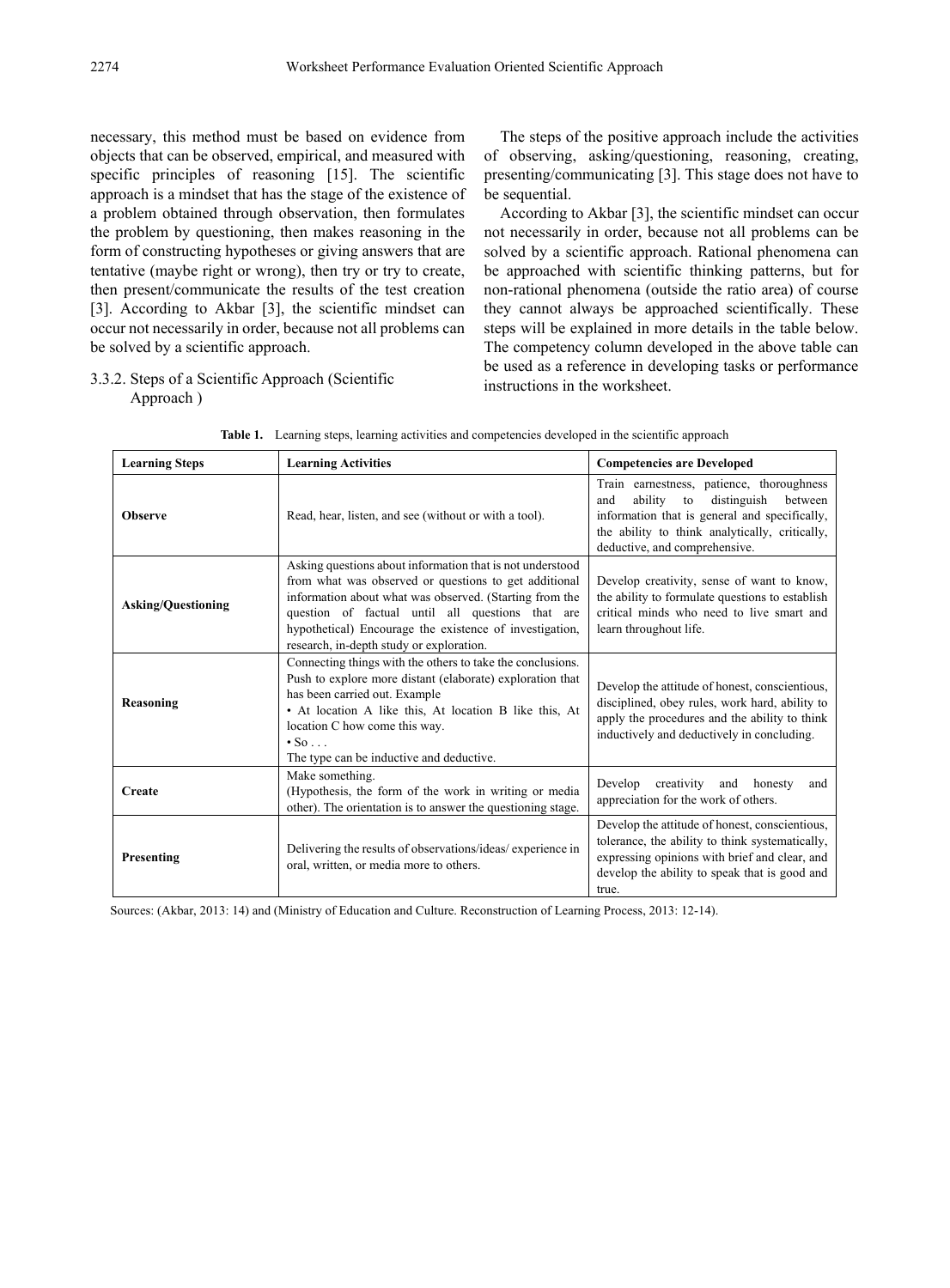necessary, this method must be based on evidence from objects that can be observed, empirical, and measured with specific principles of reasoning [15]. The scientific approach is a mindset that has the stage of the existence of a problem obtained through observation, then formulates the problem by questioning, then makes reasoning in the form of constructing hypotheses or giving answers that are tentative (maybe right or wrong), then try or try to create, then present/communicate the results of the test creation [3]. According to Akbar [3], the scientific mindset can occur not necessarily in order, because not all problems can be solved by a scientific approach.

### 3.3.2. Steps of a Scientific Approach (Scientific Approach )

The steps of the positive approach include the activities of observing, asking/questioning, reasoning, creating, presenting/communicating [3]. This stage does not have to be sequential.

According to Akbar [3], the scientific mindset can occur not necessarily in order, because not all problems can be solved by a scientific approach. Rational phenomena can be approached with scientific thinking patterns, but for non-rational phenomena (outside the ratio area) of course they cannot always be approached scientifically. These steps will be explained in more details in the table below. The competency column developed in the above table can be used as a reference in developing tasks or performance instructions in the worksheet.

**Table 1.** Learning steps, learning activities and competencies developed in the scientific approach

| Learning Steps | Learning Activities | Competencies are Developed |
|---|---|---|
| **Observe** | Read, hear, listen, and see (without or with a tool). | Train earnestness, patience, thoroughness and ability to distinguish between information that is general and specifically, the ability to think analytically, critically, deductive, and comprehensive. |
| **Asking/Questioning** | Asking questions about information that is not understood from what was observed or questions to get additional information about what was observed. (Starting from the question of factual until all questions that are hypothetical) Encourage the existence of investigation, research, in-depth study or exploration. | Develop creativity, sense of want to know, the ability to formulate questions to establish critical minds who need to live smart and learn throughout life. |
| **Reasoning** | Connecting things with the others to take the conclusions. Push to explore more distant (elaborate) exploration that has been carried out. Example<br>• At location A like this, At location B like this, At location C how come this way.<br>• So . . .<br>The type can be inductive and deductive. | Develop the attitude of honest, conscientious, disciplined, obey rules, work hard, ability to apply the procedures and the ability to think inductively and deductively in concluding. |
| **Create** | Make something.<br>(Hypothesis, the form of the work in writing or media other). The orientation is to answer the questioning stage. | Develop creativity and honesty and appreciation for the work of others. |
| **Presenting** | Delivering the results of observations/ideas/ experience in oral, written, or media more to others. | Develop the attitude of honest, conscientious, tolerance, the ability to think systematically, expressing opinions with brief and clear, and develop the ability to speak that is good and true. |

Sources: (Akbar, 2013: 14) and (Ministry of Education and Culture. Reconstruction of Learning Process, 2013: 12-14).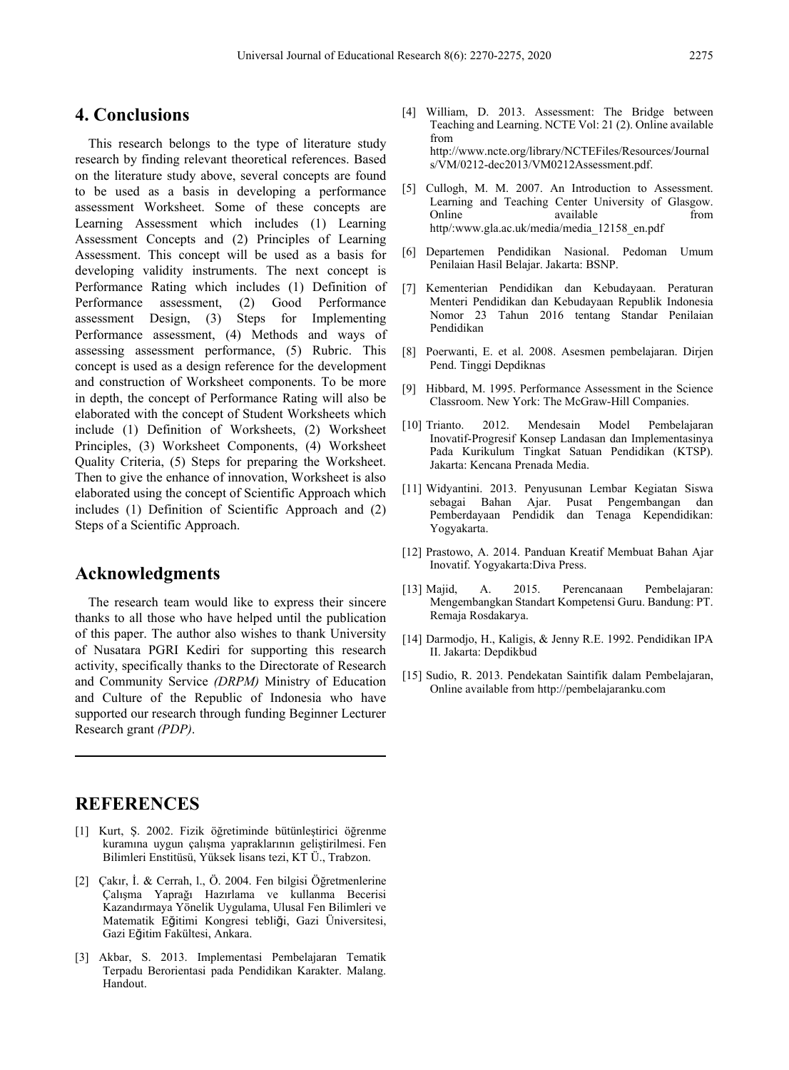## 4. Conclusions

This research belongs to the type of literature study research by finding relevant theoretical references. Based on the literature study above, several concepts are found to be used as a basis in developing a performance assessment Worksheet. Some of these concepts are Learning Assessment which includes (1) Learning Assessment Concepts and (2) Principles of Learning Assessment. This concept will be used as a basis for developing validity instruments. The next concept is Performance Rating which includes (1) Definition of Performance assessment, (2) Good Performance assessment Design, (3) Steps for Implementing Performance assessment, (4) Methods and ways of assessing assessment performance, (5) Rubric. This concept is used as a design reference for the development and construction of Worksheet components. To be more in depth, the concept of Performance Rating will also be elaborated with the concept of Student Worksheets which include (1) Definition of Worksheets, (2) Worksheet Principles, (3) Worksheet Components, (4) Worksheet Quality Criteria, (5) Steps for preparing the Worksheet. Then to give the enhance of innovation, Worksheet is also elaborated using the concept of Scientific Approach which includes (1) Definition of Scientific Approach and (2) Steps of a Scientific Approach.

## Acknowledgments

The research team would like to express their sincere thanks to all those who have helped until the publication of this paper. The author also wishes to thank University of Nusatara PGRI Kediri for supporting this research activity, specifically thanks to the Directorate of Research and Community Service *(DRPM)* Ministry of Education and Culture of the Republic of Indonesia who have supported our research through funding Beginner Lecturer Research grant *(PDP)*.

## REFERENCES

[1] Kurt, Ş. 2002. Fizik öğretiminde bütünleştirici öğrenme kuramına uygun çalışma yapraklarının geliştirilmesi. Fen Bilimleri Enstitüsü, Yüksek lisans tezi, KT Ü., Trabzon.

[2] Çakır, İ. & Cerrah, l., Ö. 2004. Fen bilgisi Öğretmenlerine Çalışma Yaprağı Hazırlama ve kullanma Becerisi Kazandırmaya Yönelik Uygulama, Ulusal Fen Bilimleri ve Matematik Eğitimi Kongresi tebliği, Gazi Üniversitesi, Gazi Eğitim Fakültesi, Ankara.

[3] Akbar, S. 2013. Implementasi Pembelajaran Tematik Terpadu Berorientasi pada Pendidikan Karakter. Malang. Handout.

[4] William, D. 2013. Assessment: The Bridge between Teaching and Learning. NCTE Vol: 21 (2). Online available from http://www.ncte.org/library/NCTEFiles/Resources/Journals/VM/0212-dec2013/VM0212Assessment.pdf.

[5] Cullogh, M. M. 2007. An Introduction to Assessment. Learning and Teaching Center University of Glasgow. Online available from http/:www.gla.ac.uk/media/media_12158_en.pdf

[6] Departemen Pendidikan Nasional. Pedoman Umum Penilaian Hasil Belajar. Jakarta: BSNP.

[7] Kementerian Pendidikan dan Kebudayaan. Peraturan Menteri Pendidikan dan Kebudayaan Republik Indonesia Nomor 23 Tahun 2016 tentang Standar Penilaian Pendidikan

[8] Poerwanti, E. et al. 2008. Asesmen pembelajaran. Dirjen Pend. Tinggi Depdiknas

[9] Hibbard, M. 1995. Performance Assessment in the Science Classroom. New York: The McGraw-Hill Companies.

[10] Trianto. 2012. Mendesain Model Pembelajaran Inovatif-Progresif Konsep Landasan dan Implementasinya Pada Kurikulum Tingkat Satuan Pendidikan (KTSP). Jakarta: Kencana Prenada Media.

[11] Widyantini. 2013. Penyusunan Lembar Kegiatan Siswa sebagai Bahan Ajar. Pusat Pengembangan dan Pemberdayaan Pendidik dan Tenaga Kependidikan: Yogyakarta.

[12] Prastowo, A. 2014. Panduan Kreatif Membuat Bahan Ajar Inovatif. Yogyakarta:Diva Press.

[13] Majid, A. 2015. Perencanaan Pembelajaran: Mengembangkan Standart Kompetensi Guru. Bandung: PT. Remaja Rosdakarya.

[14] Darmodjo, H., Kaligis, & Jenny R.E. 1992. Pendidikan IPA II. Jakarta: Depdikbud

[15] Sudio, R. 2013. Pendekatan Saintifik dalam Pembelajaran, Online available from http://pembelajaranku.com